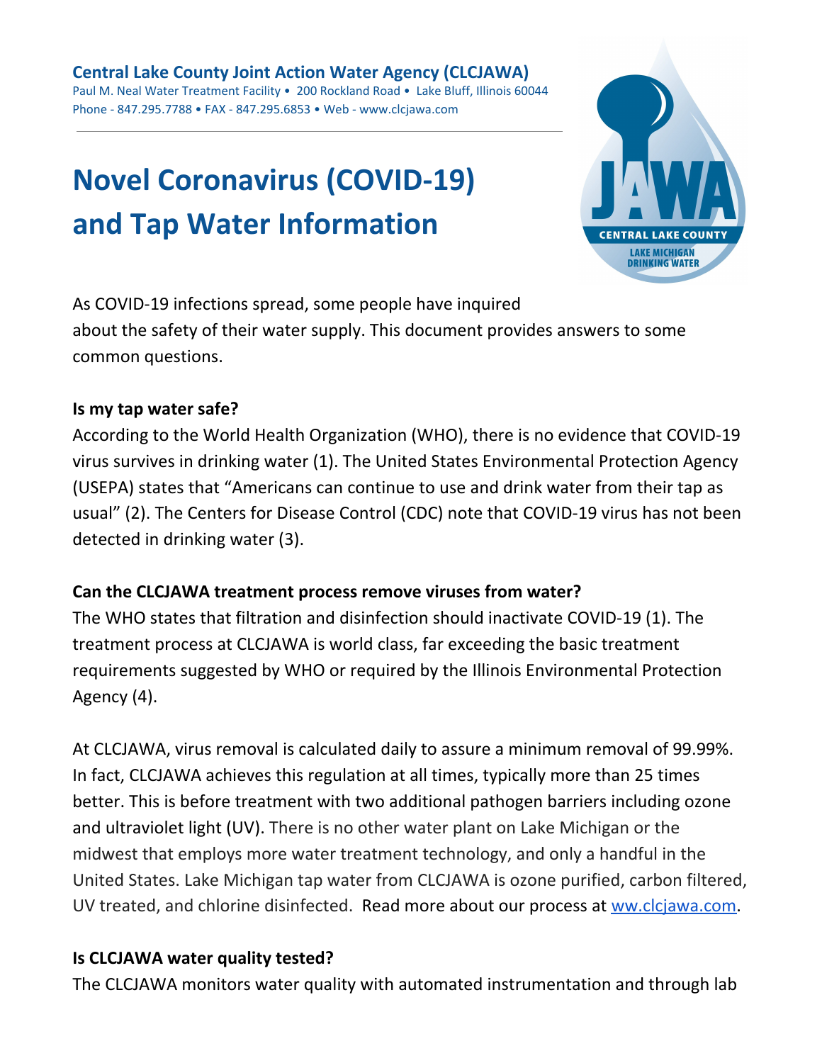**Central Lake County Joint Action Water Agency (CLCJAWA)**
Paul M. Neal Water Treatment Facility • 200 Rockland Road • Lake Bluff, Illinois 60044
Phone - 847.295.7788 • FAX - 847.295.6853 • Web - www.clcjawa.com

# Novel Coronavirus (COVID-19) and Tap Water Information

As COVID-19 infections spread, some people have inquired about the safety of their water supply. This document provides answers to some common questions.

**Is my tap water safe?**

According to the World Health Organization (WHO), there is no evidence that COVID-19 virus survives in drinking water (1). The United States Environmental Protection Agency (USEPA) states that "Americans can continue to use and drink water from their tap as usual" (2). The Centers for Disease Control (CDC) note that COVID-19 virus has not been detected in drinking water (3).

**Can the CLCJAWA treatment process remove viruses from water?**

The WHO states that filtration and disinfection should inactivate COVID-19 (1). The treatment process at CLCJAWA is world class, far exceeding the basic treatment requirements suggested by WHO or required by the Illinois Environmental Protection Agency (4).

At CLCJAWA, virus removal is calculated daily to assure a minimum removal of 99.99%. In fact, CLCJAWA achieves this regulation at all times, typically more than 25 times better. This is before treatment with two additional pathogen barriers including ozone and ultraviolet light (UV). There is no other water plant on Lake Michigan or the midwest that employs more water treatment technology, and only a handful in the United States. Lake Michigan tap water from CLCJAWA is ozone purified, carbon filtered, UV treated, and chlorine disinfected. Read more about our process at [ww.clcjawa.com](ww.clcjawa.com).

**Is CLCJAWA water quality tested?**

The CLCJAWA monitors water quality with automated instrumentation and through lab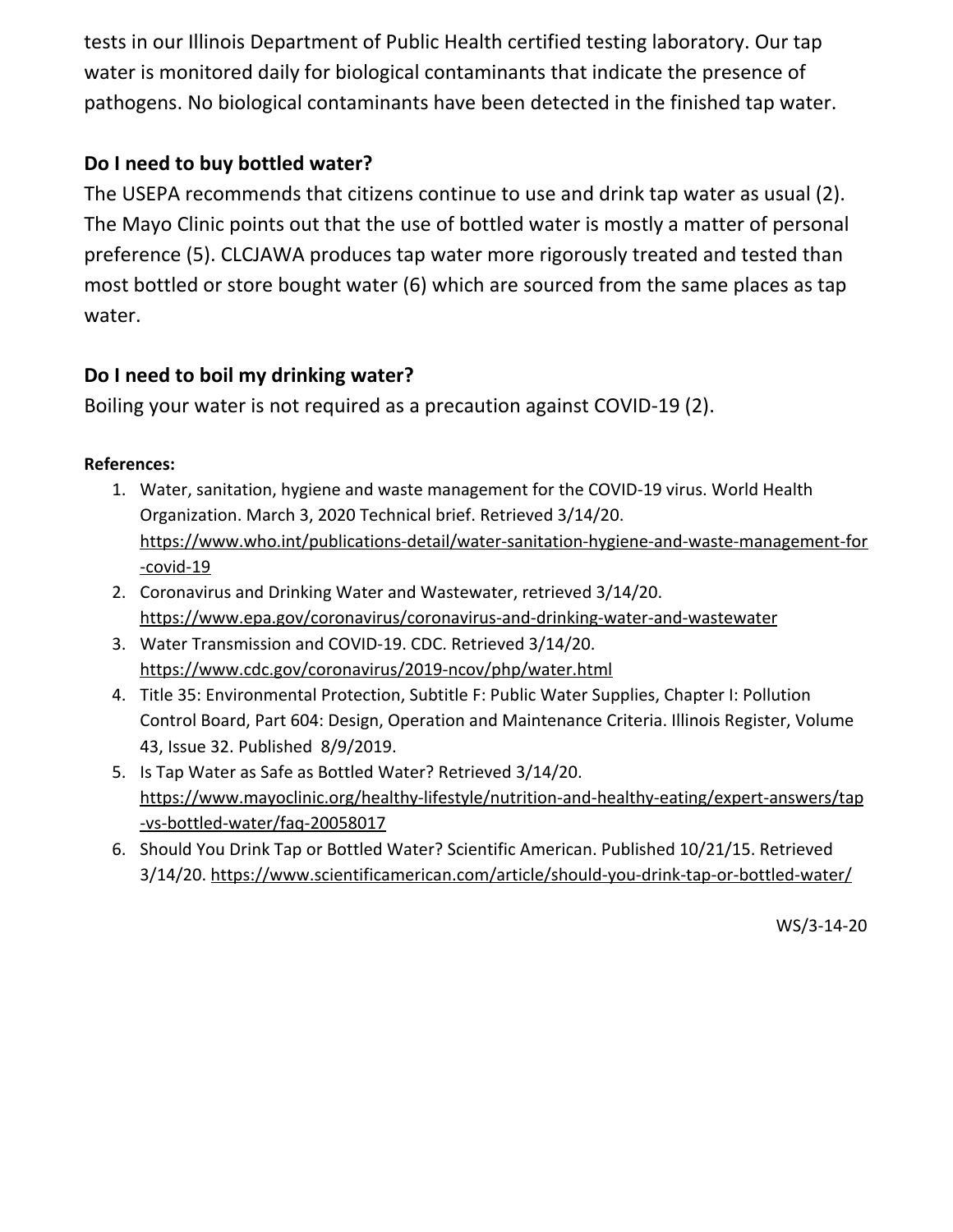tests in our Illinois Department of Public Health certified testing laboratory. Our tap water is monitored daily for biological contaminants that indicate the presence of pathogens. No biological contaminants have been detected in the finished tap water.

## Do I need to buy bottled water?

The USEPA recommends that citizens continue to use and drink tap water as usual (2). The Mayo Clinic points out that the use of bottled water is mostly a matter of personal preference (5). CLCJAWA produces tap water more rigorously treated and tested than most bottled or store bought water (6) which are sourced from the same places as tap water.

## Do I need to boil my drinking water?

Boiling your water is not required as a precaution against COVID-19 (2).

**References:**

1. Water, sanitation, hygiene and waste management for the COVID-19 virus. World Health Organization. March 3, 2020 Technical brief. Retrieved 3/14/20. https://www.who.int/publications-detail/water-sanitation-hygiene-and-waste-management-for-covid-19
2. Coronavirus and Drinking Water and Wastewater, retrieved 3/14/20. https://www.epa.gov/coronavirus/coronavirus-and-drinking-water-and-wastewater
3. Water Transmission and COVID-19. CDC. Retrieved 3/14/20. https://www.cdc.gov/coronavirus/2019-ncov/php/water.html
4. Title 35: Environmental Protection, Subtitle F: Public Water Supplies, Chapter I: Pollution Control Board, Part 604: Design, Operation and Maintenance Criteria. Illinois Register, Volume 43, Issue 32. Published 8/9/2019.
5. Is Tap Water as Safe as Bottled Water? Retrieved 3/14/20. https://www.mayoclinic.org/healthy-lifestyle/nutrition-and-healthy-eating/expert-answers/tap-vs-bottled-water/faq-20058017
6. Should You Drink Tap or Bottled Water? Scientific American. Published 10/21/15. Retrieved 3/14/20. https://www.scientificamerican.com/article/should-you-drink-tap-or-bottled-water/

WS/3-14-20